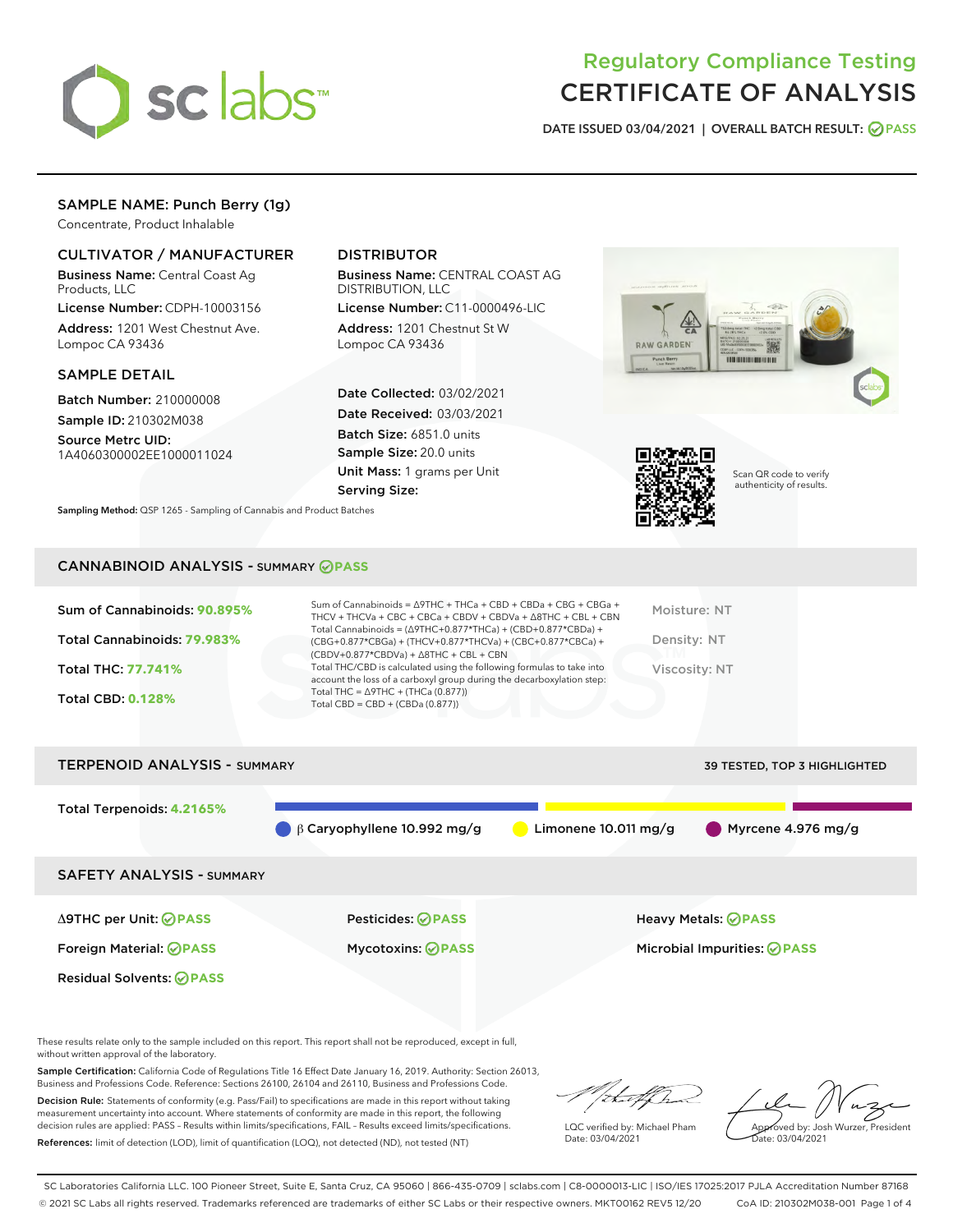# Regulatory Compliance Testing
# CERTIFICATE OF ANALYSIS

DATE ISSUED 03/04/2021 | OVERALL BATCH RESULT: PASS

## SAMPLE NAME: Punch Berry (1g)

Concentrate, Product Inhalable

### CULTIVATOR / MANUFACTURER

**Business Name:** Central Coast Ag Products, LLC

**License Number:** CDPH-10003156

**Address:** 1201 West Chestnut Ave. Lompoc CA 93436

### DISTRIBUTOR

**Business Name:** CENTRAL COAST AG DISTRIBUTION, LLC

**License Number:** C11-0000496-LIC

**Address:** 1201 Chestnut St W Lompoc CA 93436

### SAMPLE DETAIL

**Batch Number:** 210000008

**Sample ID:** 210302M038

**Source Metrc UID:** 1A4060300002EE1000011024

**Date Collected:** 03/02/2021

**Date Received:** 03/03/2021

**Batch Size:** 6851.0 units

**Sample Size:** 20.0 units

**Unit Mass:** 1 grams per Unit

**Serving Size:**

**Sampling Method:** QSP 1265 - Sampling of Cannabis and Product Batches

Scan QR code to verify authenticity of results.

## CANNABINOID ANALYSIS - SUMMARY PASS

Sum of Cannabinoids: **90.895%**

Total Cannabinoids: **79.983%**

Total THC: **77.741%**

Total CBD: **0.128%**

Sum of Cannabinoids = Δ9THC + THCa + CBD + CBDa + CBG + CBGa + THCV + THCVa + CBC + CBCa + CBDV + CBDVa + Δ8THC + CBL + CBN

Total Cannabinoids = (Δ9THC+0.877*THCa) + (CBD+0.877*CBDa) + (CBG+0.877*CBGa) + (THCV+0.877*THCVa) + (CBC+0.877*CBCa) + (CBDV+0.877*CBDVa) + Δ8THC + CBL + CBN

Total THC/CBD is calculated using the following formulas to take into account the loss of a carboxyl group during the decarboxylation step:

Total THC = Δ9THC + (THCa (0.877))

Total CBD = CBD + (CBDa (0.877))

Moisture: NT

Density: NT

Viscosity: NT

## TERPENOID ANALYSIS - SUMMARY

39 TESTED, TOP 3 HIGHLIGHTED

Total Terpenoids: **4.2165%**

β Caryophyllene 10.992 mg/g | Limonene 10.011 mg/g | Myrcene 4.976 mg/g

## SAFETY ANALYSIS - SUMMARY

Δ9THC per Unit: PASS

Pesticides: PASS

Heavy Metals: PASS

Foreign Material: PASS

Mycotoxins: PASS

Microbial Impurities: PASS

Residual Solvents: PASS

These results relate only to the sample included on this report. This report shall not be reproduced, except in full, without written approval of the laboratory.

**Sample Certification:** California Code of Regulations Title 16 Effect Date January 16, 2019. Authority: Section 26013, Business and Professions Code. Reference: Sections 26100, 26104 and 26110, Business and Professions Code.

**Decision Rule:** Statements of conformity (e.g. Pass/Fail) to specifications are made in this report without taking measurement uncertainty into account. Where statements of conformity are made in this report, the following decision rules are applied: PASS – Results within limits/specifications, FAIL – Results exceed limits/specifications.

**References:** limit of detection (LOD), limit of quantification (LOQ), not detected (ND), not tested (NT)

LQC verified by: Michael Pham
Date: 03/04/2021

Approved by: Josh Wurzer, President
Date: 03/04/2021

SC Laboratories California LLC. 100 Pioneer Street, Suite E, Santa Cruz, CA 95060 | 866-435-0709 | sclabs.com | C8-0000013-LIC | ISO/IES 17025:2017 PJLA Accreditation Number 87168

© 2021 SC Labs all rights reserved. Trademarks referenced are trademarks of either SC Labs or their respective owners. MKT00162 REV5 12/20 CoA ID: 210302M038-001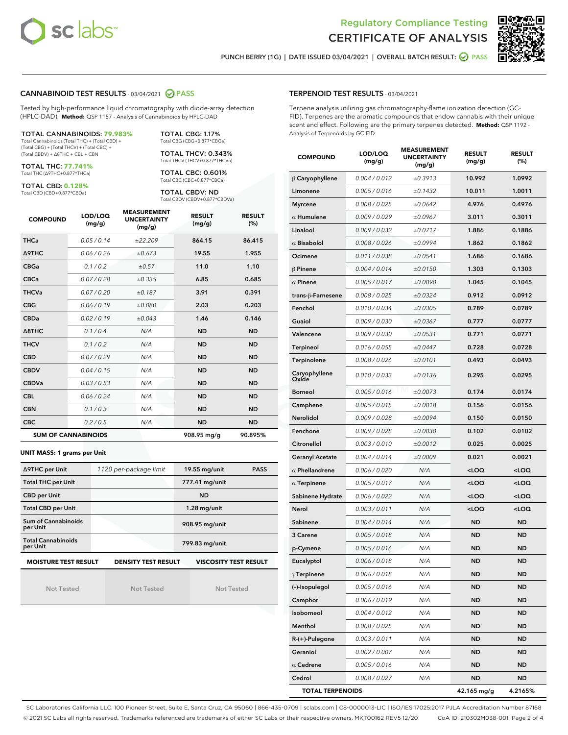Regulatory Compliance Testing
CERTIFICATE OF ANALYSIS

PUNCH BERRY (1G) | DATE ISSUED 03/04/2021 | OVERALL BATCH RESULT: PASS

## CANNABINOID TEST RESULTS - 03/04/2021 PASS

Tested by high-performance liquid chromatography with diode-array detection (HPLC-DAD). **Method:** QSP 1157 - Analysis of Cannabinoids by HPLC-DAD

**TOTAL CANNABINOIDS: 79.983%**
Total Cannabinoids (Total THC) + (Total CBD) + (Total CBG) + (Total THCV) + (Total CBC) + (Total CBDV) + Δ8THC + CBL + CBN

**TOTAL THC: 77.741%**
Total THC (Δ9THC+0.877*THCa)

**TOTAL CBD: 0.128%**
Total CBD (CBD+0.877*CBDa)

**TOTAL CBG: 1.17%**
Total CBG (CBG+0.877*CBGa)

**TOTAL THCV: 0.343%**
Total THCV (THCV+0.877*THCVa)

**TOTAL CBC: 0.601%**
Total CBC (CBC+0.877*CBCa)

**TOTAL CBDV: ND**
Total CBDV (CBDV+0.877*CBDVa)

| COMPOUND | LOD/LOQ (mg/g) | MEASUREMENT UNCERTAINTY (mg/g) | RESULT (mg/g) | RESULT (%) |
|---|---|---|---|---|
| THCa | 0.05 / 0.14 | ±22.209 | 864.15 | 86.415 |
| Δ9THC | 0.06 / 0.26 | ±0.673 | 19.55 | 1.955 |
| CBGa | 0.1 / 0.2 | ±0.57 | 11.0 | 1.10 |
| CBCa | 0.07 / 0.28 | ±0.335 | 6.85 | 0.685 |
| THCVa | 0.07 / 0.20 | ±0.187 | 3.91 | 0.391 |
| CBG | 0.06 / 0.19 | ±0.080 | 2.03 | 0.203 |
| CBDa | 0.02 / 0.19 | ±0.043 | 1.46 | 0.146 |
| Δ8THC | 0.1 / 0.4 | N/A | ND | ND |
| THCV | 0.1 / 0.2 | N/A | ND | ND |
| CBD | 0.07 / 0.29 | N/A | ND | ND |
| CBDV | 0.04 / 0.15 | N/A | ND | ND |
| CBDVa | 0.03 / 0.53 | N/A | ND | ND |
| CBL | 0.06 / 0.24 | N/A | ND | ND |
| CBN | 0.1 / 0.3 | N/A | ND | ND |
| CBC | 0.2 / 0.5 | N/A | ND | ND |
| **SUM OF CANNABINOIDS** | | | **908.95 mg/g** | **90.895%** |

**UNIT MASS: 1 grams per Unit**

| | | | |
|---|---|---|---|
| Δ9THC per Unit | 1120 per-package limit | 19.55 mg/unit | PASS |
| Total THC per Unit | | 777.41 mg/unit | |
| CBD per Unit | | ND | |
| Total CBD per Unit | | 1.28 mg/unit | |
| Sum of Cannabinoids per Unit | | 908.95 mg/unit | |
| Total Cannabinoids per Unit | | 799.83 mg/unit | |

| MOISTURE TEST RESULT | DENSITY TEST RESULT | VISCOSITY TEST RESULT |
|---|---|---|
| Not Tested | Not Tested | Not Tested |

## TERPENOID TEST RESULTS - 03/04/2021

Terpene analysis utilizing gas chromatography-flame ionization detection (GC-FID). Terpenes are the aromatic compounds that endow cannabis with their unique scent and effect. Following are the primary terpenes detected. **Method:** QSP 1192 - Analysis of Terpenoids by GC-FID

| COMPOUND | LOD/LOQ (mg/g) | MEASUREMENT UNCERTAINTY (mg/g) | RESULT (mg/g) | RESULT (%) |
|---|---|---|---|---|
| β Caryophyllene | 0.004 / 0.012 | ±0.3913 | 10.992 | 1.0992 |
| Limonene | 0.005 / 0.016 | ±0.1432 | 10.011 | 1.0011 |
| Myrcene | 0.008 / 0.025 | ±0.0642 | 4.976 | 0.4976 |
| α Humulene | 0.009 / 0.029 | ±0.0967 | 3.011 | 0.3011 |
| Linalool | 0.009 / 0.032 | ±0.0717 | 1.886 | 0.1886 |
| α Bisabolol | 0.008 / 0.026 | ±0.0994 | 1.862 | 0.1862 |
| Ocimene | 0.011 / 0.038 | ±0.0541 | 1.686 | 0.1686 |
| β Pinene | 0.004 / 0.014 | ±0.0150 | 1.303 | 0.1303 |
| α Pinene | 0.005 / 0.017 | ±0.0090 | 1.045 | 0.1045 |
| trans-β-Farnesene | 0.008 / 0.025 | ±0.0324 | 0.912 | 0.0912 |
| Fenchol | 0.010 / 0.034 | ±0.0305 | 0.789 | 0.0789 |
| Guaiol | 0.009 / 0.030 | ±0.0367 | 0.777 | 0.0777 |
| Valencene | 0.009 / 0.030 | ±0.0531 | 0.771 | 0.0771 |
| Terpineol | 0.016 / 0.055 | ±0.0447 | 0.728 | 0.0728 |
| Terpinolene | 0.008 / 0.026 | ±0.0101 | 0.493 | 0.0493 |
| Caryophyllene Oxide | 0.010 / 0.033 | ±0.0136 | 0.295 | 0.0295 |
| Borneol | 0.005 / 0.016 | ±0.0073 | 0.174 | 0.0174 |
| Camphene | 0.005 / 0.015 | ±0.0018 | 0.156 | 0.0156 |
| Nerolidol | 0.009 / 0.028 | ±0.0094 | 0.150 | 0.0150 |
| Fenchone | 0.009 / 0.028 | ±0.0030 | 0.102 | 0.0102 |
| Citronellol | 0.003 / 0.010 | ±0.0012 | 0.025 | 0.0025 |
| Geranyl Acetate | 0.004 / 0.014 | ±0.0009 | 0.021 | 0.0021 |
| α Phellandrene | 0.006 / 0.020 | N/A | <LOQ | <LOQ |
| α Terpinene | 0.005 / 0.017 | N/A | <LOQ | <LOQ |
| Sabinene Hydrate | 0.006 / 0.022 | N/A | <LOQ | <LOQ |
| Nerol | 0.003 / 0.011 | N/A | <LOQ | <LOQ |
| Sabinene | 0.004 / 0.014 | N/A | ND | ND |
| 3 Carene | 0.005 / 0.018 | N/A | ND | ND |
| p-Cymene | 0.005 / 0.016 | N/A | ND | ND |
| Eucalyptol | 0.006 / 0.018 | N/A | ND | ND |
| γ Terpinene | 0.006 / 0.018 | N/A | ND | ND |
| (-)-Isopulegol | 0.005 / 0.016 | N/A | ND | ND |
| Camphor | 0.006 / 0.019 | N/A | ND | ND |
| Isoborneol | 0.004 / 0.012 | N/A | ND | ND |
| Menthol | 0.008 / 0.025 | N/A | ND | ND |
| R-(+)-Pulegone | 0.003 / 0.011 | N/A | ND | ND |
| Geraniol | 0.002 / 0.007 | N/A | ND | ND |
| α Cedrene | 0.005 / 0.016 | N/A | ND | ND |
| Cedrol | 0.008 / 0.027 | N/A | ND | ND |
| **TOTAL TERPENOIDS** | | | **42.165 mg/g** | **4.2165%** |

SC Laboratories California LLC. 100 Pioneer Street, Suite E, Santa Cruz, CA 95060 | 866-435-0709 | sclabs.com | C8-0000013-LIC | ISO/IES 17025:2017 PJLA Accreditation Number 87168
© 2021 SC Labs all rights reserved. Trademarks referenced are trademarks of either SC Labs or their respective owners. MKT00162 REV5 12/20 CoA ID: 210302M038-001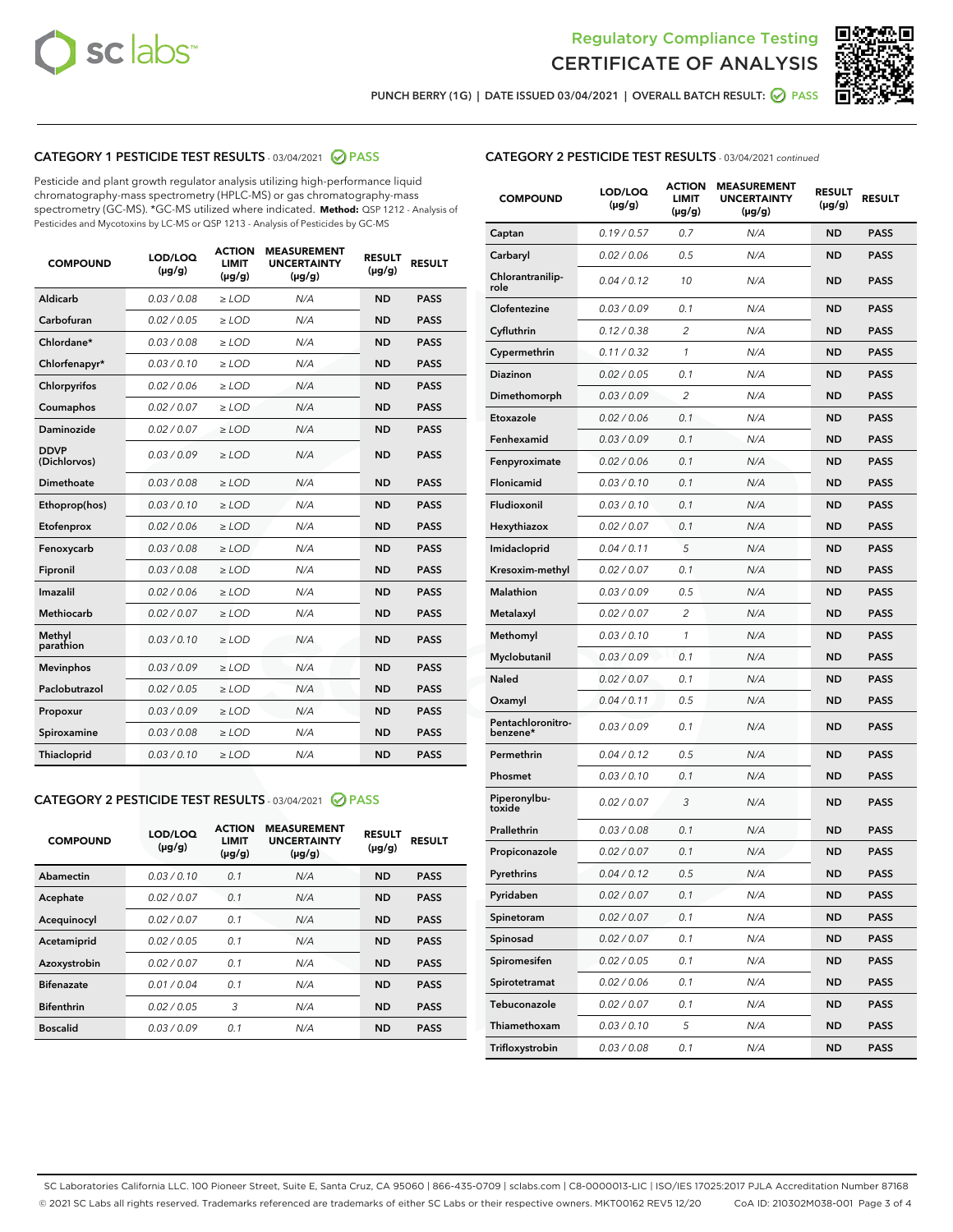Regulatory Compliance Testing

CERTIFICATE OF ANALYSIS

PUNCH BERRY (1G) | DATE ISSUED 03/04/2021 | OVERALL BATCH RESULT: PASS

## CATEGORY 1 PESTICIDE TEST RESULTS - 03/04/2021 PASS

Pesticide and plant growth regulator analysis utilizing high-performance liquid chromatography-mass spectrometry (HPLC-MS) or gas chromatography-mass spectrometry (GC-MS). *GC-MS utilized where indicated. **Method:** QSP 1212 - Analysis of Pesticides and Mycotoxins by LC-MS or QSP 1213 - Analysis of Pesticides by GC-MS

| COMPOUND | LOD/LOQ (µg/g) | ACTION LIMIT (µg/g) | MEASUREMENT UNCERTAINTY (µg/g) | RESULT (µg/g) | RESULT |
|---|---|---|---|---|---|
| Aldicarb | 0.03 / 0.08 | ≥ LOD | N/A | ND | PASS |
| Carbofuran | 0.02 / 0.05 | ≥ LOD | N/A | ND | PASS |
| Chlordane* | 0.03 / 0.08 | ≥ LOD | N/A | ND | PASS |
| Chlorfenapyr* | 0.03 / 0.10 | ≥ LOD | N/A | ND | PASS |
| Chlorpyrifos | 0.02 / 0.06 | ≥ LOD | N/A | ND | PASS |
| Coumaphos | 0.02 / 0.07 | ≥ LOD | N/A | ND | PASS |
| Daminozide | 0.02 / 0.07 | ≥ LOD | N/A | ND | PASS |
| DDVP (Dichlorvos) | 0.03 / 0.09 | ≥ LOD | N/A | ND | PASS |
| Dimethoate | 0.03 / 0.08 | ≥ LOD | N/A | ND | PASS |
| Ethoprop(hos) | 0.03 / 0.10 | ≥ LOD | N/A | ND | PASS |
| Etofenprox | 0.02 / 0.06 | ≥ LOD | N/A | ND | PASS |
| Fenoxycarb | 0.03 / 0.08 | ≥ LOD | N/A | ND | PASS |
| Fipronil | 0.03 / 0.08 | ≥ LOD | N/A | ND | PASS |
| Imazalil | 0.02 / 0.06 | ≥ LOD | N/A | ND | PASS |
| Methiocarb | 0.02 / 0.07 | ≥ LOD | N/A | ND | PASS |
| Methyl parathion | 0.03 / 0.10 | ≥ LOD | N/A | ND | PASS |
| Mevinphos | 0.03 / 0.09 | ≥ LOD | N/A | ND | PASS |
| Paclobutrazol | 0.02 / 0.05 | ≥ LOD | N/A | ND | PASS |
| Propoxur | 0.03 / 0.09 | ≥ LOD | N/A | ND | PASS |
| Spiroxamine | 0.03 / 0.08 | ≥ LOD | N/A | ND | PASS |
| Thiacloprid | 0.03 / 0.10 | ≥ LOD | N/A | ND | PASS |

## CATEGORY 2 PESTICIDE TEST RESULTS - 03/04/2021 PASS

| COMPOUND | LOD/LOQ (µg/g) | ACTION LIMIT (µg/g) | MEASUREMENT UNCERTAINTY (µg/g) | RESULT (µg/g) | RESULT |
|---|---|---|---|---|---|
| Abamectin | 0.03 / 0.10 | 0.1 | N/A | ND | PASS |
| Acephate | 0.02 / 0.07 | 0.1 | N/A | ND | PASS |
| Acequinocyl | 0.02 / 0.07 | 0.1 | N/A | ND | PASS |
| Acetamiprid | 0.02 / 0.05 | 0.1 | N/A | ND | PASS |
| Azoxystrobin | 0.02 / 0.07 | 0.1 | N/A | ND | PASS |
| Bifenazate | 0.01 / 0.04 | 0.1 | N/A | ND | PASS |
| Bifenthrin | 0.02 / 0.05 | 3 | N/A | ND | PASS |
| Boscalid | 0.03 / 0.09 | 0.1 | N/A | ND | PASS |
| Captan | 0.19 / 0.57 | 0.7 | N/A | ND | PASS |
| Carbaryl | 0.02 / 0.06 | 0.5 | N/A | ND | PASS |
| Chlorantraniliprole | 0.04 / 0.12 | 10 | N/A | ND | PASS |
| Clofentezine | 0.03 / 0.09 | 0.1 | N/A | ND | PASS |
| Cyfluthrin | 0.12 / 0.38 | 2 | N/A | ND | PASS |
| Cypermethrin | 0.11 / 0.32 | 1 | N/A | ND | PASS |
| Diazinon | 0.02 / 0.05 | 0.1 | N/A | ND | PASS |
| Dimethomorph | 0.03 / 0.09 | 2 | N/A | ND | PASS |
| Etoxazole | 0.02 / 0.06 | 0.1 | N/A | ND | PASS |
| Fenhexamid | 0.03 / 0.09 | 0.1 | N/A | ND | PASS |
| Fenpyroximate | 0.02 / 0.06 | 0.1 | N/A | ND | PASS |
| Flonicamid | 0.03 / 0.10 | 0.1 | N/A | ND | PASS |
| Fludioxonil | 0.03 / 0.10 | 0.1 | N/A | ND | PASS |
| Hexythiazox | 0.02 / 0.07 | 0.1 | N/A | ND | PASS |
| Imidacloprid | 0.04 / 0.11 | 5 | N/A | ND | PASS |
| Kresoxim-methyl | 0.02 / 0.07 | 0.1 | N/A | ND | PASS |
| Malathion | 0.03 / 0.09 | 0.5 | N/A | ND | PASS |
| Metalaxyl | 0.02 / 0.07 | 2 | N/A | ND | PASS |
| Methomyl | 0.03 / 0.10 | 1 | N/A | ND | PASS |
| Myclobutanil | 0.03 / 0.09 | 0.1 | N/A | ND | PASS |
| Naled | 0.02 / 0.07 | 0.1 | N/A | ND | PASS |
| Oxamyl | 0.04 / 0.11 | 0.5 | N/A | ND | PASS |
| Pentachloronitrobenzene* | 0.03 / 0.09 | 0.1 | N/A | ND | PASS |
| Permethrin | 0.04 / 0.12 | 0.5 | N/A | ND | PASS |
| Phosmet | 0.03 / 0.10 | 0.1 | N/A | ND | PASS |
| Piperonylbutoxide | 0.02 / 0.07 | 3 | N/A | ND | PASS |
| Prallethrin | 0.03 / 0.08 | 0.1 | N/A | ND | PASS |
| Propiconazole | 0.02 / 0.07 | 0.1 | N/A | ND | PASS |
| Pyrethrins | 0.04 / 0.12 | 0.5 | N/A | ND | PASS |
| Pyridaben | 0.02 / 0.07 | 0.1 | N/A | ND | PASS |
| Spinetoram | 0.02 / 0.07 | 0.1 | N/A | ND | PASS |
| Spinosad | 0.02 / 0.07 | 0.1 | N/A | ND | PASS |
| Spiromesifen | 0.02 / 0.05 | 0.1 | N/A | ND | PASS |
| Spirotetramat | 0.02 / 0.06 | 0.1 | N/A | ND | PASS |
| Tebuconazole | 0.02 / 0.07 | 0.1 | N/A | ND | PASS |
| Thiamethoxam | 0.03 / 0.10 | 5 | N/A | ND | PASS |
| Trifloxystrobin | 0.03 / 0.08 | 0.1 | N/A | ND | PASS |

SC Laboratories California LLC. 100 Pioneer Street, Suite E, Santa Cruz, CA 95060 | 866-435-0709 | sclabs.com | C8-0000013-LIC | ISO/IES 17025:2017 PJLA Accreditation Number 87168
© 2021 SC Labs all rights reserved. Trademarks referenced are trademarks of either SC Labs or their respective owners. MKT00162 REV5 12/20 CoA ID: 210302M038-001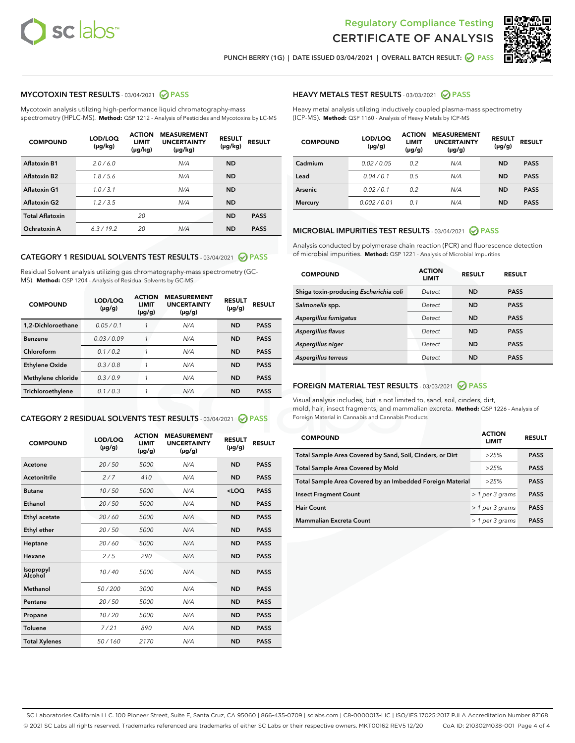Regulatory Compliance Testing
CERTIFICATE OF ANALYSIS

PUNCH BERRY (1G) | DATE ISSUED 03/04/2021 | OVERALL BATCH RESULT: PASS

## MYCOTOXIN TEST RESULTS - 03/04/2021 PASS

Mycotoxin analysis utilizing high-performance liquid chromatography-mass spectrometry (HPLC-MS). **Method:** QSP 1212 - Analysis of Pesticides and Mycotoxins by LC-MS

| COMPOUND | LOD/LOQ (µg/kg) | ACTION LIMIT (µg/kg) | MEASUREMENT UNCERTAINTY (µg/kg) | RESULT (µg/kg) | RESULT |
|---|---|---|---|---|---|
| Aflatoxin B1 | 2.0 / 6.0 | | N/A | ND | |
| Aflatoxin B2 | 1.8 / 5.6 | | N/A | ND | |
| Aflatoxin G1 | 1.0 / 3.1 | | N/A | ND | |
| Aflatoxin G2 | 1.2 / 3.5 | | N/A | ND | |
| Total Aflatoxin | | 20 | | ND | PASS |
| Ochratoxin A | 6.3 / 19.2 | 20 | N/A | ND | PASS |

## CATEGORY 1 RESIDUAL SOLVENTS TEST RESULTS - 03/04/2021 PASS

Residual Solvent analysis utilizing gas chromatography-mass spectrometry (GC-MS). **Method:** QSP 1204 - Analysis of Residual Solvents by GC-MS

| COMPOUND | LOD/LOQ (µg/g) | ACTION LIMIT (µg/g) | MEASUREMENT UNCERTAINTY (µg/g) | RESULT (µg/g) | RESULT |
|---|---|---|---|---|---|
| 1,2-Dichloroethane | 0.05 / 0.1 | 1 | N/A | ND | PASS |
| Benzene | 0.03 / 0.09 | 1 | N/A | ND | PASS |
| Chloroform | 0.1 / 0.2 | 1 | N/A | ND | PASS |
| Ethylene Oxide | 0.3 / 0.8 | 1 | N/A | ND | PASS |
| Methylene chloride | 0.3 / 0.9 | 1 | N/A | ND | PASS |
| Trichloroethylene | 0.1 / 0.3 | 1 | N/A | ND | PASS |

## CATEGORY 2 RESIDUAL SOLVENTS TEST RESULTS - 03/04/2021 PASS

| COMPOUND | LOD/LOQ (µg/g) | ACTION LIMIT (µg/g) | MEASUREMENT UNCERTAINTY (µg/g) | RESULT (µg/g) | RESULT |
|---|---|---|---|---|---|
| Acetone | 20 / 50 | 5000 | N/A | ND | PASS |
| Acetonitrile | 2 / 7 | 410 | N/A | ND | PASS |
| Butane | 10 / 50 | 5000 | N/A | <LOQ | PASS |
| Ethanol | 20 / 50 | 5000 | N/A | ND | PASS |
| Ethyl acetate | 20 / 60 | 5000 | N/A | ND | PASS |
| Ethyl ether | 20 / 50 | 5000 | N/A | ND | PASS |
| Heptane | 20 / 60 | 5000 | N/A | ND | PASS |
| Hexane | 2 / 5 | 290 | N/A | ND | PASS |
| Isopropyl Alcohol | 10 / 40 | 5000 | N/A | ND | PASS |
| Methanol | 50 / 200 | 3000 | N/A | ND | PASS |
| Pentane | 20 / 50 | 5000 | N/A | ND | PASS |
| Propane | 10 / 20 | 5000 | N/A | ND | PASS |
| Toluene | 7 / 21 | 890 | N/A | ND | PASS |
| Total Xylenes | 50 / 160 | 2170 | N/A | ND | PASS |

## HEAVY METALS TEST RESULTS - 03/03/2021 PASS

Heavy metal analysis utilizing inductively coupled plasma-mass spectrometry (ICP-MS). **Method:** QSP 1160 - Analysis of Heavy Metals by ICP-MS

| COMPOUND | LOD/LOQ (µg/g) | ACTION LIMIT (µg/g) | MEASUREMENT UNCERTAINTY (µg/g) | RESULT (µg/g) | RESULT |
|---|---|---|---|---|---|
| Cadmium | 0.02 / 0.05 | 0.2 | N/A | ND | PASS |
| Lead | 0.04 / 0.1 | 0.5 | N/A | ND | PASS |
| Arsenic | 0.02 / 0.1 | 0.2 | N/A | ND | PASS |
| Mercury | 0.002 / 0.01 | 0.1 | N/A | ND | PASS |

## MICROBIAL IMPURITIES TEST RESULTS - 03/04/2021 PASS

Analysis conducted by polymerase chain reaction (PCR) and fluorescence detection of microbial impurities. **Method:** QSP 1221 - Analysis of Microbial Impurities

| COMPOUND | ACTION LIMIT | RESULT | RESULT |
|---|---|---|---|
| *Shiga toxin-producing Escherichia coli* | Detect | ND | PASS |
| *Salmonella* spp. | Detect | ND | PASS |
| *Aspergillus fumigatus* | Detect | ND | PASS |
| *Aspergillus flavus* | Detect | ND | PASS |
| *Aspergillus niger* | Detect | ND | PASS |
| *Aspergillus terreus* | Detect | ND | PASS |

## FOREIGN MATERIAL TEST RESULTS - 03/03/2021 PASS

Visual analysis includes, but is not limited to, sand, soil, cinders, dirt, mold, hair, insect fragments, and mammalian excreta. **Method:** QSP 1226 - Analysis of Foreign Material in Cannabis and Cannabis Products

| COMPOUND | ACTION LIMIT | RESULT |
|---|---|---|
| Total Sample Area Covered by Sand, Soil, Cinders, or Dirt | >25% | PASS |
| Total Sample Area Covered by Mold | >25% | PASS |
| Total Sample Area Covered by an Imbedded Foreign Material | >25% | PASS |
| Insect Fragment Count | > 1 per 3 grams | PASS |
| Hair Count | > 1 per 3 grams | PASS |
| Mammalian Excreta Count | > 1 per 3 grams | PASS |

SC Laboratories California LLC. 100 Pioneer Street, Suite E, Santa Cruz, CA 95060 | 866-435-0709 | sclabs.com | C8-0000013-LIC | ISO/IES 17025:2017 PJLA Accreditation Number 87168
© 2021 SC Labs all rights reserved. Trademarks referenced are trademarks of either SC Labs or their respective owners. MKT00162 REV5 12/20 CoA ID: 210302M038-001